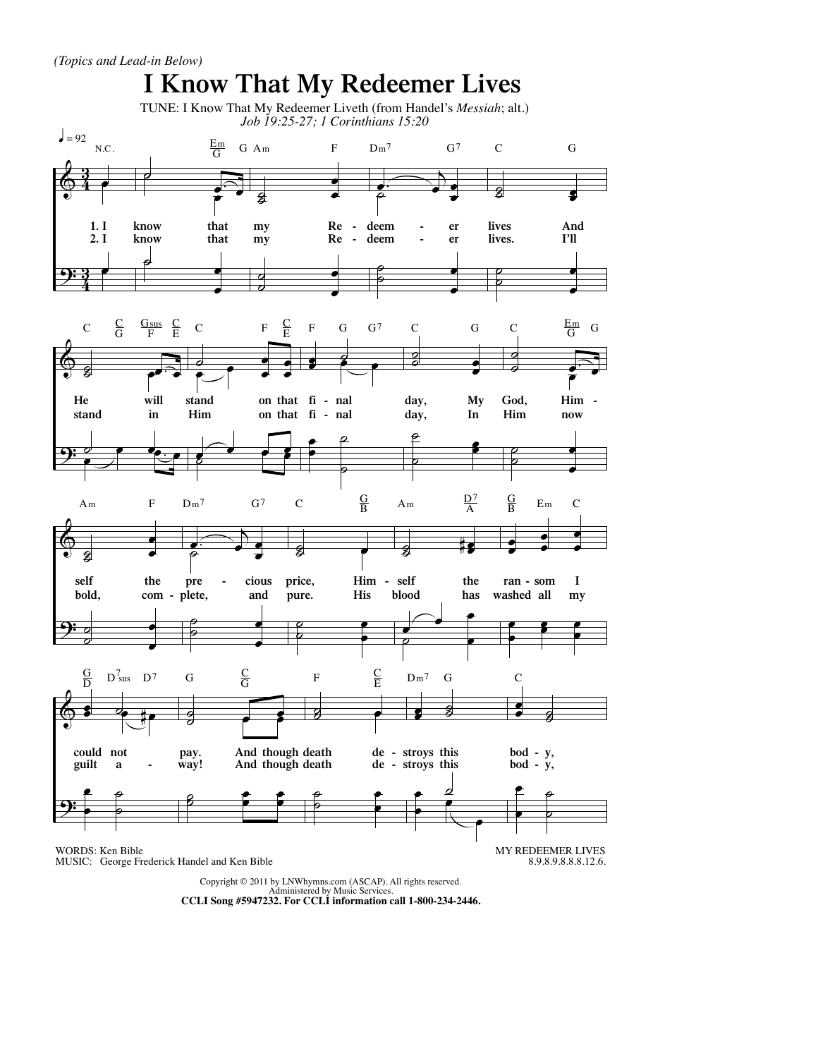*(Topics and Lead-in Below)*

# I Know That My Redeemer Lives

TUNE: I Know That My Redeemer Liveth (from Handel's *Messiah*; alt.)

*Job 19:25-27; 1 Corinthians 15:20*

1. I know that my Redeemer lives And He will stand on that final day, My God, Himself the precious price, Himself the ransom I could not pay. And though death destroys this body,

2. I know that my Redeemer lives. I'll stand in Him on that final day, In Him now bold, complete, and pure. His blood has washed all my guilt away! And though death destroys this body,

WORDS: Ken Bible
MUSIC: George Frederick Handel and Ken Bible

MY REDEEMER LIVES
8.9.8.9.8.8.8.12.6.

Copyright © 2011 by LNWhymns.com (ASCAP). All rights reserved.
Administered by Music Services.
**CCLI Song #5947232. For CCLI information call 1-800-234-2446.**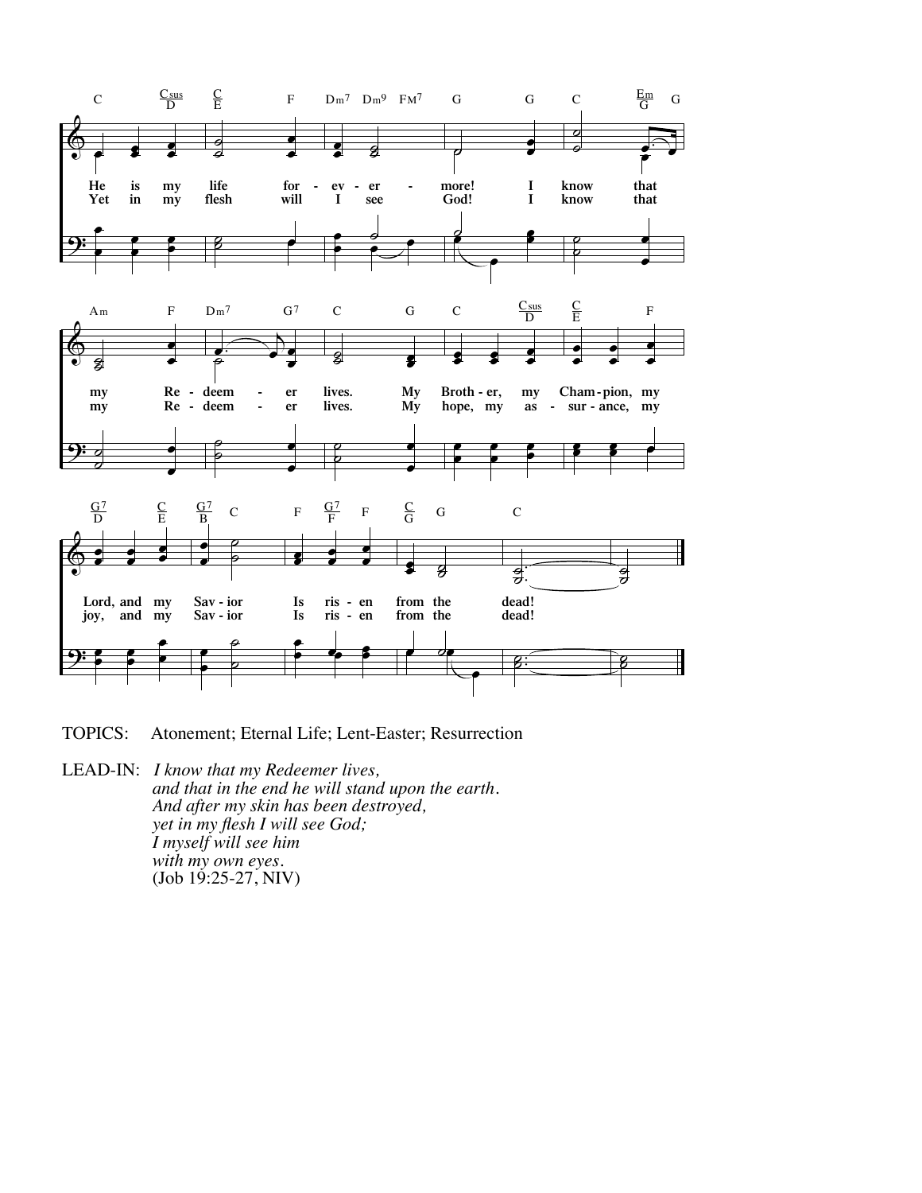He is my life for - ev - er - more! I know that my Re - deem - er lives. My Broth - er, my Cham - pion, my Lord, and my Sav - ior Is ris - en from the dead!

Yet in my flesh will I see God! I know that my Re - deem - er lives. My hope, my as - sur - ance, my joy, and my Sav - ior Is ris - en from the dead!

TOPICS: Atonement; Eternal Life; Lent-Easter; Resurrection

LEAD-IN: *I know that my Redeemer lives,*
*and that in the end he will stand upon the earth.*
*And after my skin has been destroyed,*
*yet in my flesh I will see God;*
*I myself will see him*
*with my own eyes.*
(Job 19:25-27, NIV)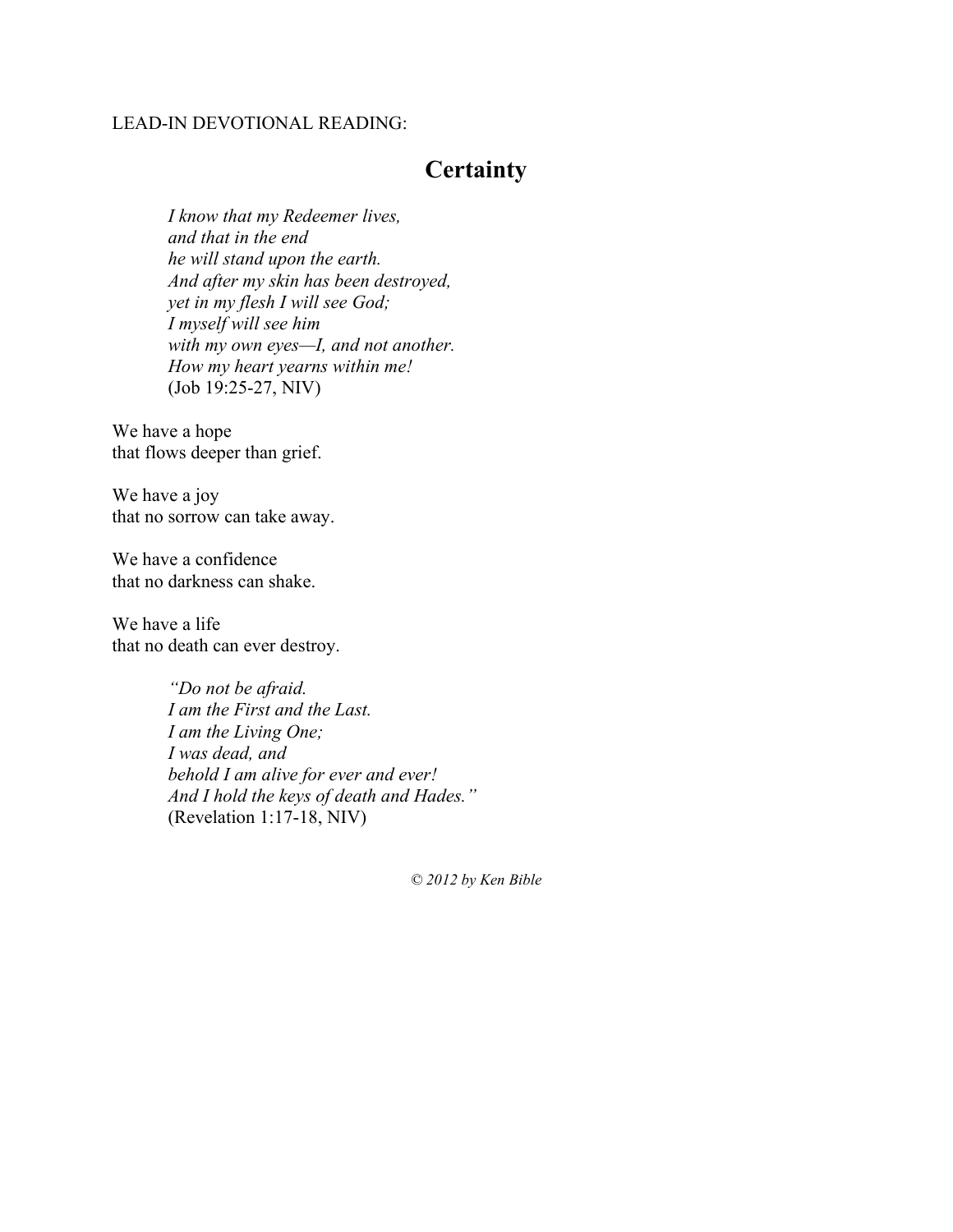LEAD-IN DEVOTIONAL READING:

# Certainty

> *I know that my Redeemer lives,*
> *and that in the end*
> *he will stand upon the earth.*
> *And after my skin has been destroyed,*
> *yet in my flesh I will see God;*
> *I myself will see him*
> *with my own eyes—I, and not another.*
> *How my heart yearns within me!*
> (Job 19:25-27, NIV)

We have a hope
that flows deeper than grief.

We have a joy
that no sorrow can take away.

We have a confidence
that no darkness can shake.

We have a life
that no death can ever destroy.

> *"Do not be afraid.*
> *I am the First and the Last.*
> *I am the Living One;*
> *I was dead, and*
> *behold I am alive for ever and ever!*
> *And I hold the keys of death and Hades."*
> (Revelation 1:17-18, NIV)

*© 2012 by Ken Bible*